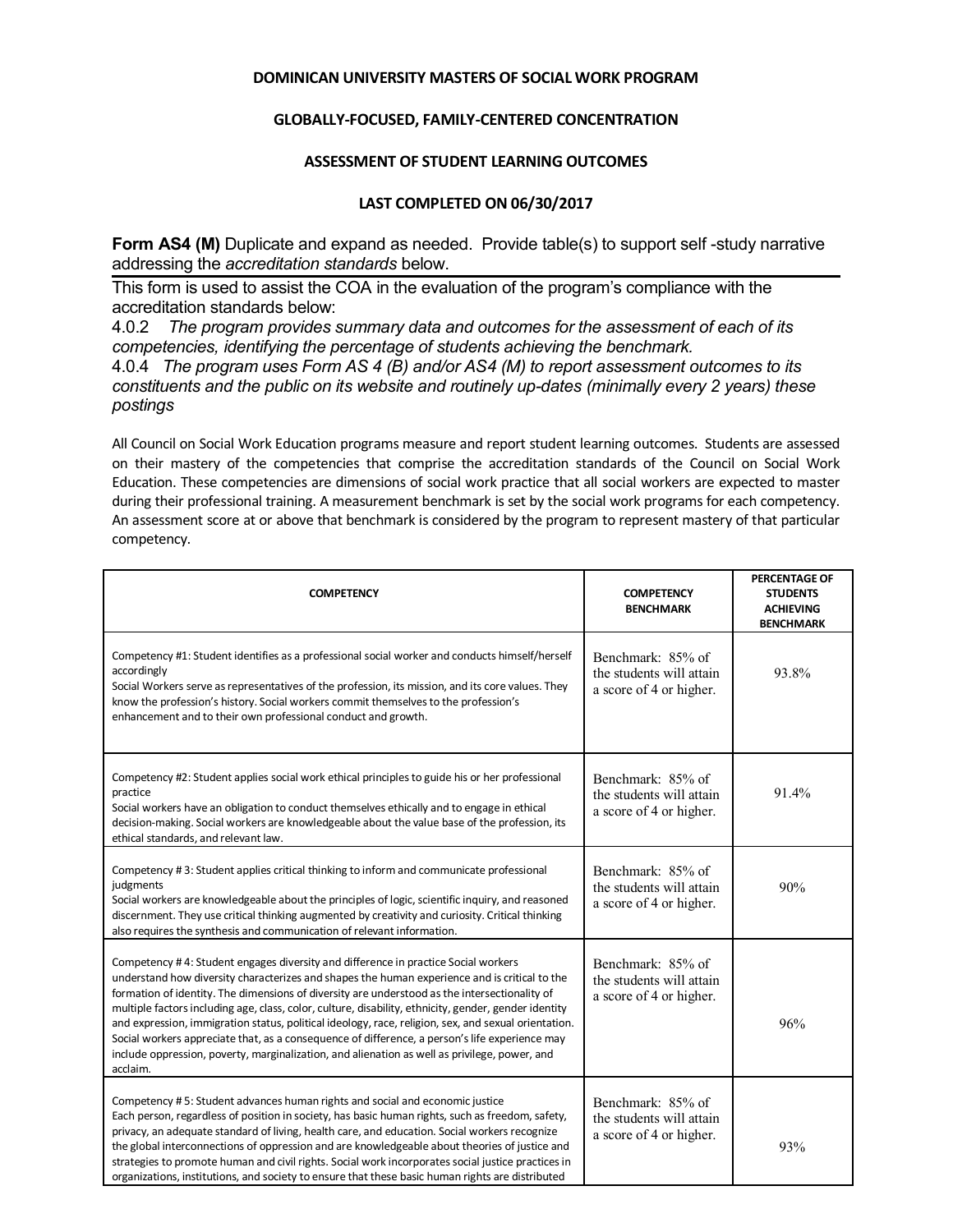**DOMINICAN UNIVERSITY MASTERS OF SOCIAL WORK PROGRAM**

**GLOBALLY-FOCUSED, FAMILY-CENTERED CONCENTRATION**

**ASSESSMENT OF STUDENT LEARNING OUTCOMES**

**LAST COMPLETED ON 06/30/2017**

**Form AS4 (M)** Duplicate and expand as needed. Provide table(s) to support self -study narrative addressing the *accreditation standards* below.

This form is used to assist the COA in the evaluation of the program's compliance with the accreditation standards below:

4.0.2 *The program provides summary data and outcomes for the assessment of each of its competencies, identifying the percentage of students achieving the benchmark.*

4.0.4 *The program uses Form AS 4 (B) and/or AS4 (M) to report assessment outcomes to its constituents and the public on its website and routinely up-dates (minimally every 2 years) these postings*

All Council on Social Work Education programs measure and report student learning outcomes. Students are assessed on their mastery of the competencies that comprise the accreditation standards of the Council on Social Work Education. These competencies are dimensions of social work practice that all social workers are expected to master during their professional training. A measurement benchmark is set by the social work programs for each competency. An assessment score at or above that benchmark is considered by the program to represent mastery of that particular competency.

| COMPETENCY | COMPETENCY BENCHMARK | PERCENTAGE OF STUDENTS ACHIEVING BENCHMARK |
|---|---|---|
| Competency #1: Student identifies as a professional social worker and conducts himself/herself accordingly<br>Social Workers serve as representatives of the profession, its mission, and its core values. They know the profession's history. Social workers commit themselves to the profession's enhancement and to their own professional conduct and growth. | Benchmark: 85% of the students will attain a score of 4 or higher. | 93.8% |
| Competency #2: Student applies social work ethical principles to guide his or her professional practice<br>Social workers have an obligation to conduct themselves ethically and to engage in ethical decision-making. Social workers are knowledgeable about the value base of the profession, its ethical standards, and relevant law. | Benchmark: 85% of the students will attain a score of 4 or higher. | 91.4% |
| Competency # 3: Student applies critical thinking to inform and communicate professional judgments<br>Social workers are knowledgeable about the principles of logic, scientific inquiry, and reasoned discernment. They use critical thinking augmented by creativity and curiosity. Critical thinking also requires the synthesis and communication of relevant information. | Benchmark: 85% of the students will attain a score of 4 or higher. | 90% |
| Competency # 4: Student engages diversity and difference in practice Social workers understand how diversity characterizes and shapes the human experience and is critical to the formation of identity. The dimensions of diversity are understood as the intersectionality of multiple factors including age, class, color, culture, disability, ethnicity, gender, gender identity and expression, immigration status, political ideology, race, religion, sex, and sexual orientation. Social workers appreciate that, as a consequence of difference, a person's life experience may include oppression, poverty, marginalization, and alienation as well as privilege, power, and acclaim. | Benchmark: 85% of the students will attain a score of 4 or higher. | 96% |
| Competency # 5: Student advances human rights and social and economic justice<br>Each person, regardless of position in society, has basic human rights, such as freedom, safety, privacy, an adequate standard of living, health care, and education. Social workers recognize the global interconnections of oppression and are knowledgeable about theories of justice and strategies to promote human and civil rights. Social work incorporates social justice practices in organizations, institutions, and society to ensure that these basic human rights are distributed | Benchmark: 85% of the students will attain a score of 4 or higher. | 93% |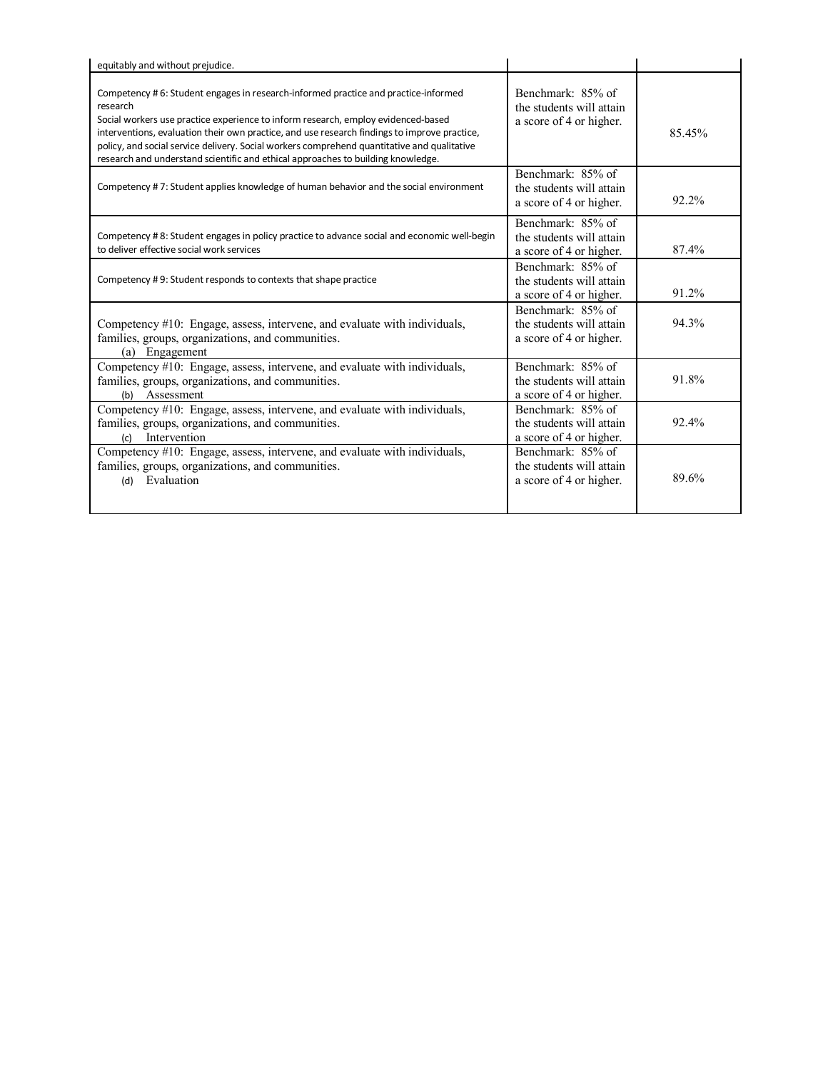| | | |
|---|---|---|
| equitably and without prejudice. | | |
| Competency # 6: Student engages in research-informed practice and practice-informed research<br>Social workers use practice experience to inform research, employ evidenced-based interventions, evaluation their own practice, and use research findings to improve practice, policy, and social service delivery. Social workers comprehend quantitative and qualitative research and understand scientific and ethical approaches to building knowledge. | Benchmark: 85% of the students will attain a score of 4 or higher. | 85.45% |
| Competency # 7: Student applies knowledge of human behavior and the social environment | Benchmark: 85% of the students will attain a score of 4 or higher. | 92.2% |
| Competency # 8: Student engages in policy practice to advance social and economic well-begin to deliver effective social work services | Benchmark: 85% of the students will attain a score of 4 or higher. | 87.4% |
| Competency # 9: Student responds to contexts that shape practice | Benchmark: 85% of the students will attain a score of 4 or higher. | 91.2% |
| Competency #10: Engage, assess, intervene, and evaluate with individuals, families, groups, organizations, and communities.<br>(a) Engagement | Benchmark: 85% of the students will attain a score of 4 or higher. | 94.3% |
| Competency #10: Engage, assess, intervene, and evaluate with individuals, families, groups, organizations, and communities.<br>(b) Assessment | Benchmark: 85% of the students will attain a score of 4 or higher. | 91.8% |
| Competency #10: Engage, assess, intervene, and evaluate with individuals, families, groups, organizations, and communities.<br>(c) Intervention | Benchmark: 85% of the students will attain a score of 4 or higher. | 92.4% |
| Competency #10: Engage, assess, intervene, and evaluate with individuals, families, groups, organizations, and communities.<br>(d) Evaluation | Benchmark: 85% of the students will attain a score of 4 or higher. | 89.6% |